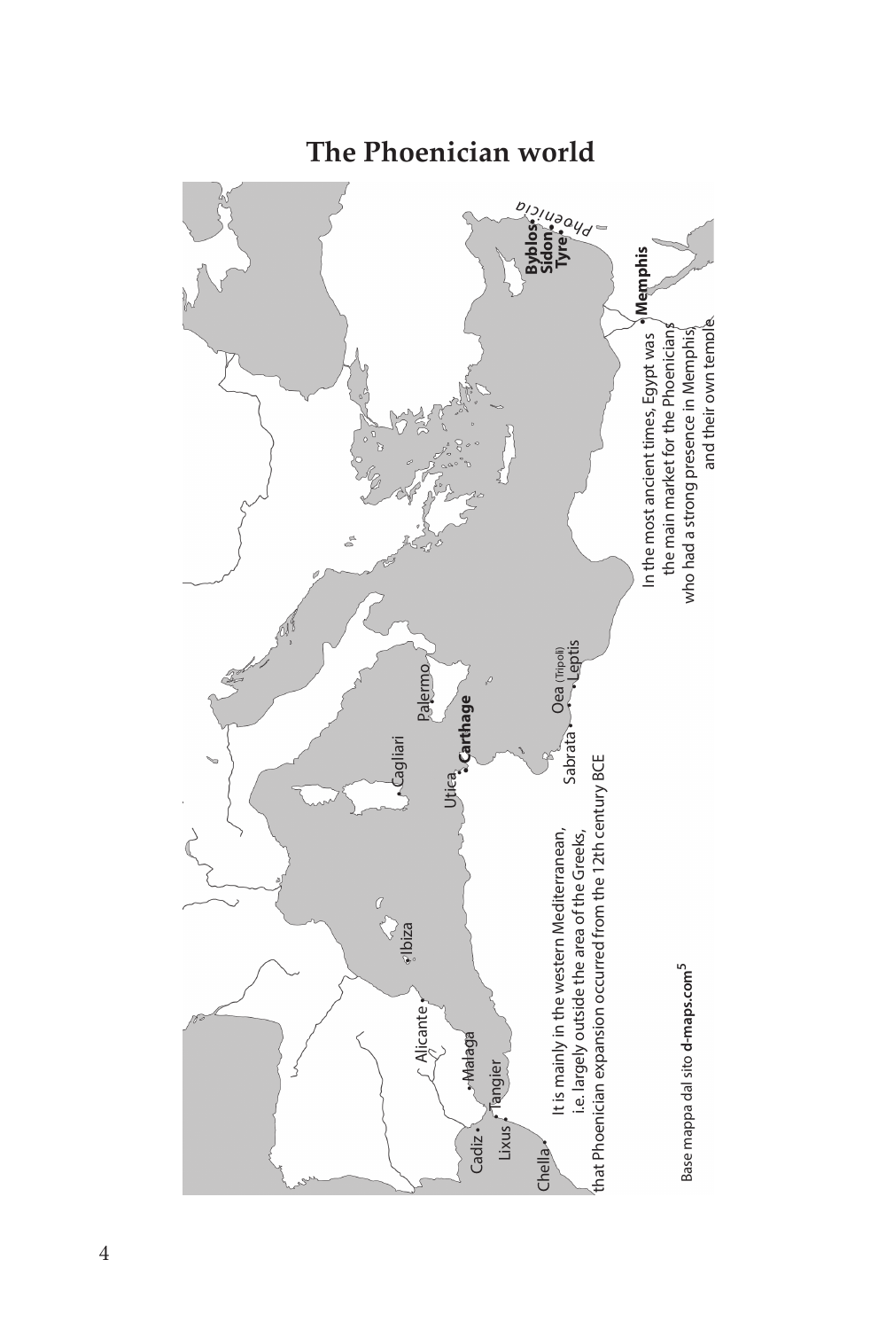# The Phoenician world

Phoenicia

Byblos

Sidon

Tyre

Memphis

In the most ancient times, Egypt was the main market for the Phoenicians who had a strong presence in Memphis, and their own temple

Palermo

Cagliari

Utica

Carthage

Oea (Tripoli)

Leptis

Sabrata

Ibiza

Alicante

Malaga

Tangier

Cadiz

Lixus

Chella

It is mainly in the western Mediterranean, i.e. largely outside the area of the Greeks, that Phoenician expansion occurred from the 12th century BCE

Base mappa dal sito **d-maps.com**[5]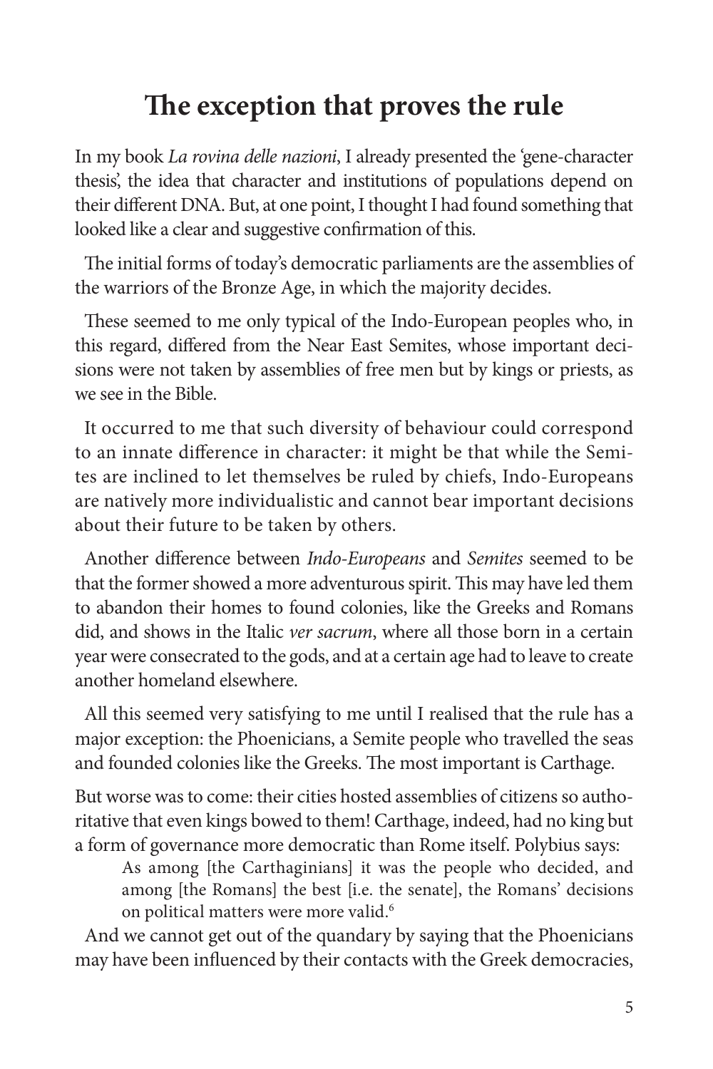# The exception that proves the rule

In my book *La rovina delle nazioni*, I already presented the 'gene-character thesis', the idea that character and institutions of populations depend on their different DNA. But, at one point, I thought I had found something that looked like a clear and suggestive confirmation of this.

The initial forms of today's democratic parliaments are the assemblies of the warriors of the Bronze Age, in which the majority decides.

These seemed to me only typical of the Indo-European peoples who, in this regard, differed from the Near East Semites, whose important decisions were not taken by assemblies of free men but by kings or priests, as we see in the Bible.

It occurred to me that such diversity of behaviour could correspond to an innate difference in character: it might be that while the Semites are inclined to let themselves be ruled by chiefs, Indo-Europeans are natively more individualistic and cannot bear important decisions about their future to be taken by others.

Another difference between *Indo-Europeans* and *Semites* seemed to be that the former showed a more adventurous spirit. This may have led them to abandon their homes to found colonies, like the Greeks and Romans did, and shows in the Italic *ver sacrum*, where all those born in a certain year were consecrated to the gods, and at a certain age had to leave to create another homeland elsewhere.

All this seemed very satisfying to me until I realised that the rule has a major exception: the Phoenicians, a Semite people who travelled the seas and founded colonies like the Greeks. The most important is Carthage.

But worse was to come: their cities hosted assemblies of citizens so authoritative that even kings bowed to them! Carthage, indeed, had no king but a form of governance more democratic than Rome itself. Polybius says:

> As among [the Carthaginians] it was the people who decided, and among [the Romans] the best [i.e. the senate], the Romans' decisions on political matters were more valid.[6]

And we cannot get out of the quandary by saying that the Phoenicians may have been influenced by their contacts with the Greek democracies,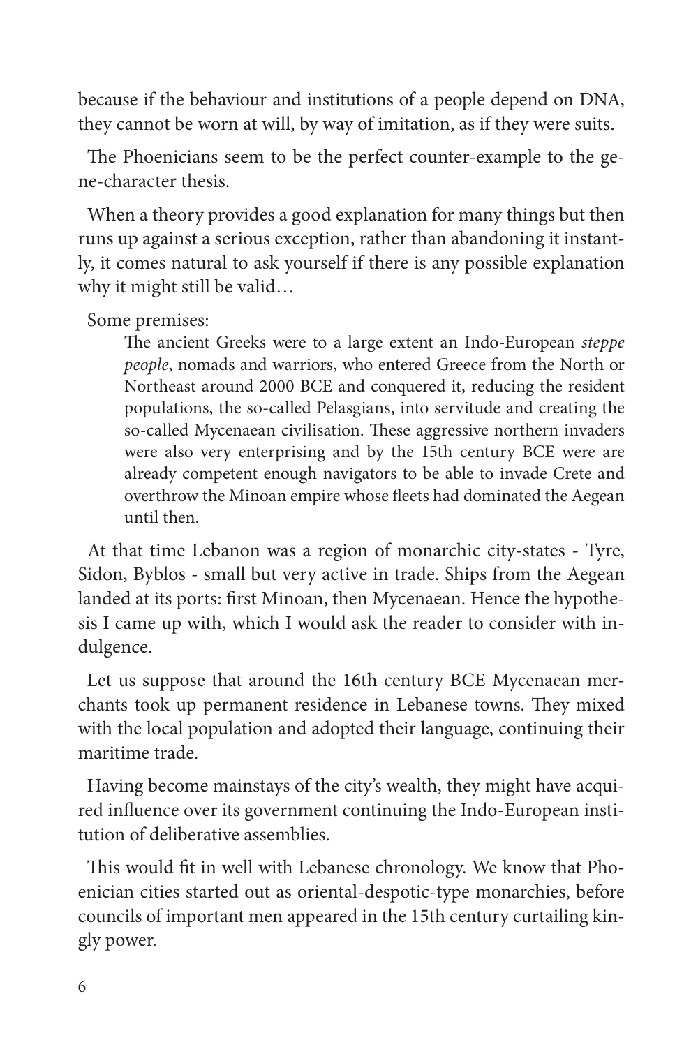because if the behaviour and institutions of a people depend on DNA, they cannot be worn at will, by way of imitation, as if they were suits.

The Phoenicians seem to be the perfect counter-example to the gene-character thesis.

When a theory provides a good explanation for many things but then runs up against a serious exception, rather than abandoning it instantly, it comes natural to ask yourself if there is any possible explanation why it might still be valid…

Some premises:

> The ancient Greeks were to a large extent an Indo-European *steppe people*, nomads and warriors, who entered Greece from the North or Northeast around 2000 BCE and conquered it, reducing the resident populations, the so-called Pelasgians, into servitude and creating the so-called Mycenaean civilisation. These aggressive northern invaders were also very enterprising and by the 15th century BCE were are already competent enough navigators to be able to invade Crete and overthrow the Minoan empire whose fleets had dominated the Aegean until then.

At that time Lebanon was a region of monarchic city-states - Tyre, Sidon, Byblos - small but very active in trade. Ships from the Aegean landed at its ports: first Minoan, then Mycenaean. Hence the hypothesis I came up with, which I would ask the reader to consider with indulgence.

Let us suppose that around the 16th century BCE Mycenaean merchants took up permanent residence in Lebanese towns. They mixed with the local population and adopted their language, continuing their maritime trade.

Having become mainstays of the city's wealth, they might have acquired influence over its government continuing the Indo-European institution of deliberative assemblies.

This would fit in well with Lebanese chronology. We know that Phoenician cities started out as oriental-despotic-type monarchies, before councils of important men appeared in the 15th century curtailing kingly power.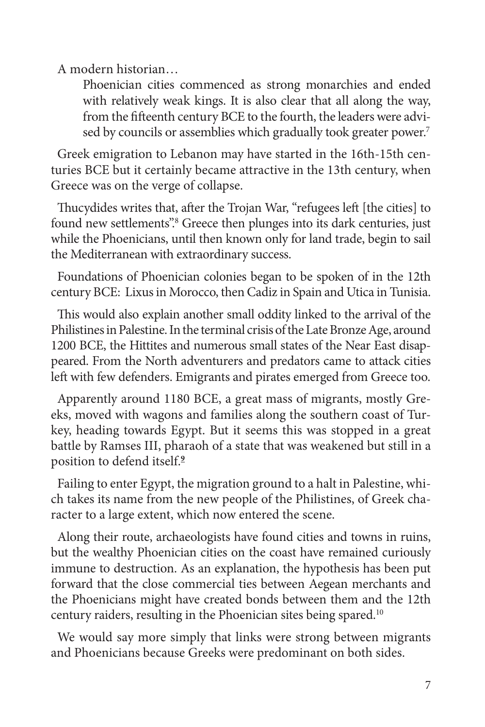A modern historian…

> Phoenician cities commenced as strong monarchies and ended with relatively weak kings. It is also clear that all along the way, from the fifteenth century BCE to the fourth, the leaders were advised by councils or assemblies which gradually took greater power.[7]

Greek emigration to Lebanon may have started in the 16th-15th centuries BCE but it certainly became attractive in the 13th century, when Greece was on the verge of collapse.

Thucydides writes that, after the Trojan War, "refugees left [the cities] to found new settlements".[8] Greece then plunges into its dark centuries, just while the Phoenicians, until then known only for land trade, begin to sail the Mediterranean with extraordinary success.

Foundations of Phoenician colonies began to be spoken of in the 12th century BCE: Lixus in Morocco, then Cadiz in Spain and Utica in Tunisia.

This would also explain another small oddity linked to the arrival of the Philistines in Palestine. In the terminal crisis of the Late Bronze Age, around 1200 BCE, the Hittites and numerous small states of the Near East disappeared. From the North adventurers and predators came to attack cities left with few defenders. Emigrants and pirates emerged from Greece too.

Apparently around 1180 BCE, a great mass of migrants, mostly Greeks, moved with wagons and families along the southern coast of Turkey, heading towards Egypt. But it seems this was stopped in a great battle by Ramses III, pharaoh of a state that was weakened but still in a position to defend itself.[9]

Failing to enter Egypt, the migration ground to a halt in Palestine, which takes its name from the new people of the Philistines, of Greek character to a large extent, which now entered the scene.

Along their route, archaeologists have found cities and towns in ruins, but the wealthy Phoenician cities on the coast have remained curiously immune to destruction. As an explanation, the hypothesis has been put forward that the close commercial ties between Aegean merchants and the Phoenicians might have created bonds between them and the 12th century raiders, resulting in the Phoenician sites being spared.[10]

We would say more simply that links were strong between migrants and Phoenicians because Greeks were predominant on both sides.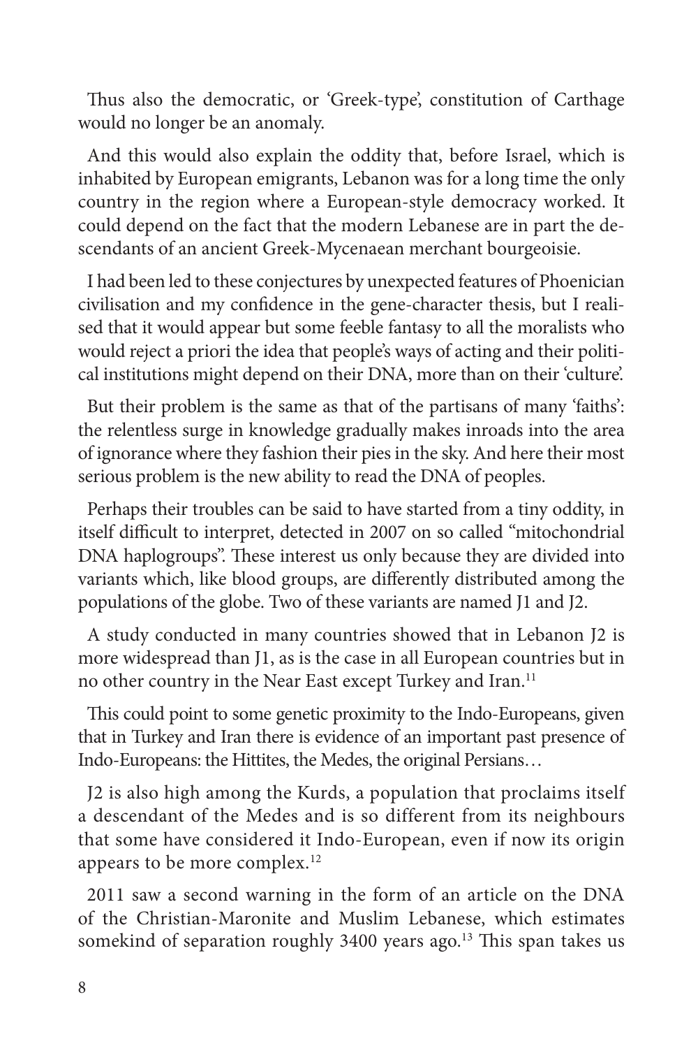Thus also the democratic, or 'Greek-type', constitution of Carthage would no longer be an anomaly.

And this would also explain the oddity that, before Israel, which is inhabited by European emigrants, Lebanon was for a long time the only country in the region where a European-style democracy worked. It could depend on the fact that the modern Lebanese are in part the descendants of an ancient Greek-Mycenaean merchant bourgeoisie.

I had been led to these conjectures by unexpected features of Phoenician civilisation and my confidence in the gene-character thesis, but I realised that it would appear but some feeble fantasy to all the moralists who would reject a priori the idea that people's ways of acting and their political institutions might depend on their DNA, more than on their 'culture'.

But their problem is the same as that of the partisans of many 'faiths': the relentless surge in knowledge gradually makes inroads into the area of ignorance where they fashion their pies in the sky. And here their most serious problem is the new ability to read the DNA of peoples.

Perhaps their troubles can be said to have started from a tiny oddity, in itself difficult to interpret, detected in 2007 on so called "mitochondrial DNA haplogroups". These interest us only because they are divided into variants which, like blood groups, are differently distributed among the populations of the globe. Two of these variants are named J1 and J2.

A study conducted in many countries showed that in Lebanon J2 is more widespread than J1, as is the case in all European countries but in no other country in the Near East except Turkey and Iran.[11]

This could point to some genetic proximity to the Indo-Europeans, given that in Turkey and Iran there is evidence of an important past presence of Indo-Europeans: the Hittites, the Medes, the original Persians…

J2 is also high among the Kurds, a population that proclaims itself a descendant of the Medes and is so different from its neighbours that some have considered it Indo-European, even if now its origin appears to be more complex.[12]

2011 saw a second warning in the form of an article on the DNA of the Christian-Maronite and Muslim Lebanese, which estimates somekind of separation roughly 3400 years ago.[13] This span takes us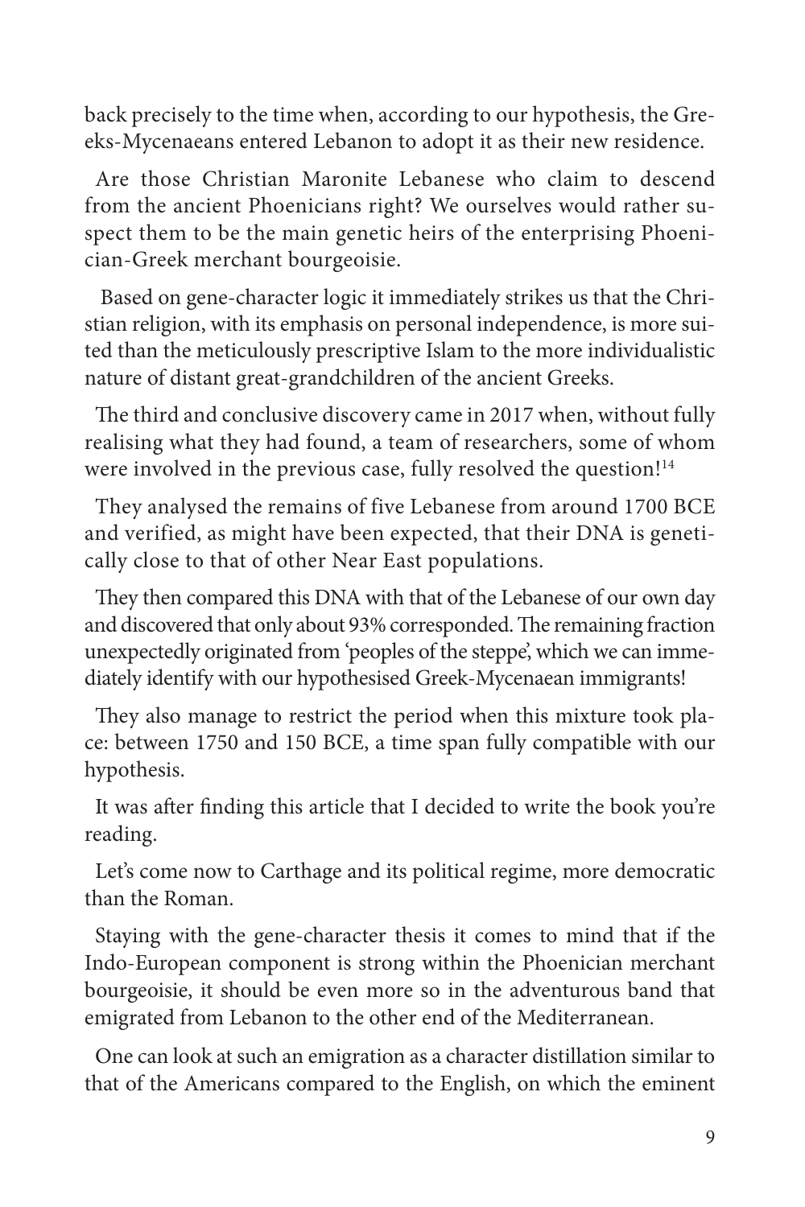back precisely to the time when, according to our hypothesis, the Greeks-Mycenaeans entered Lebanon to adopt it as their new residence.

Are those Christian Maronite Lebanese who claim to descend from the ancient Phoenicians right? We ourselves would rather suspect them to be the main genetic heirs of the enterprising Phoenician-Greek merchant bourgeoisie.

Based on gene-character logic it immediately strikes us that the Christian religion, with its emphasis on personal independence, is more suited than the meticulously prescriptive Islam to the more individualistic nature of distant great-grandchildren of the ancient Greeks.

The third and conclusive discovery came in 2017 when, without fully realising what they had found, a team of researchers, some of whom were involved in the previous case, fully resolved the question![14]

They analysed the remains of five Lebanese from around 1700 BCE and verified, as might have been expected, that their DNA is genetically close to that of other Near East populations.

They then compared this DNA with that of the Lebanese of our own day and discovered that only about 93% corresponded. The remaining fraction unexpectedly originated from 'peoples of the steppe', which we can immediately identify with our hypothesised Greek-Mycenaean immigrants!

They also manage to restrict the period when this mixture took place: between 1750 and 150 BCE, a time span fully compatible with our hypothesis.

It was after finding this article that I decided to write the book you're reading.

Let's come now to Carthage and its political regime, more democratic than the Roman.

Staying with the gene-character thesis it comes to mind that if the Indo-European component is strong within the Phoenician merchant bourgeoisie, it should be even more so in the adventurous band that emigrated from Lebanon to the other end of the Mediterranean.

One can look at such an emigration as a character distillation similar to that of the Americans compared to the English, on which the eminent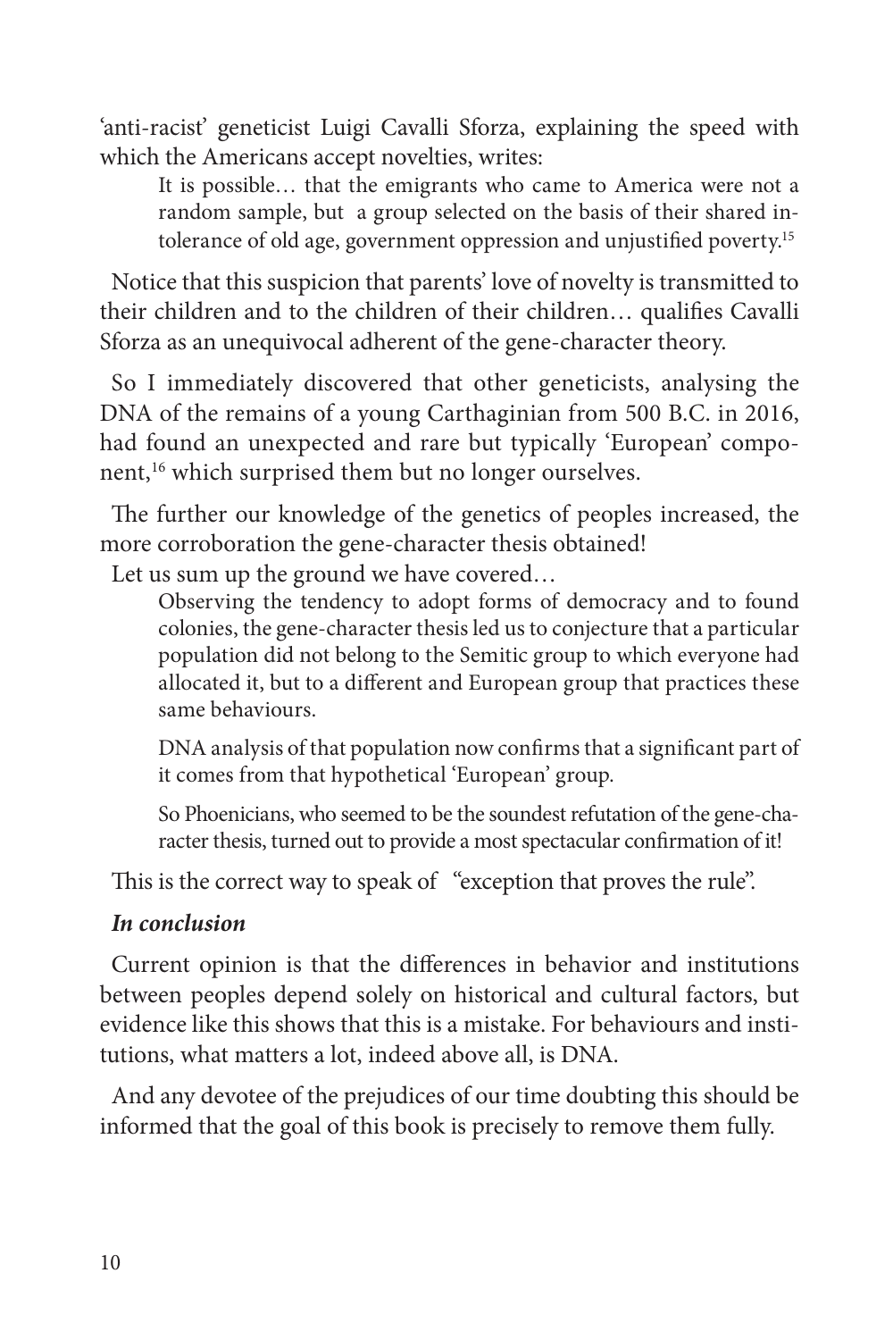'anti-racist' geneticist Luigi Cavalli Sforza, explaining the speed with which the Americans accept novelties, writes:

> It is possible… that the emigrants who came to America were not a random sample, but a group selected on the basis of their shared intolerance of old age, government oppression and unjustified poverty.[15]

Notice that this suspicion that parents' love of novelty is transmitted to their children and to the children of their children… qualifies Cavalli Sforza as an unequivocal adherent of the gene-character theory.

So I immediately discovered that other geneticists, analysing the DNA of the remains of a young Carthaginian from 500 B.C. in 2016, had found an unexpected and rare but typically 'European' component,[16] which surprised them but no longer ourselves.

The further our knowledge of the genetics of peoples increased, the more corroboration the gene-character thesis obtained!

Let us sum up the ground we have covered…

> Observing the tendency to adopt forms of democracy and to found colonies, the gene-character thesis led us to conjecture that a particular population did not belong to the Semitic group to which everyone had allocated it, but to a different and European group that practices these same behaviours.
>
> DNA analysis of that population now confirms that a significant part of it comes from that hypothetical 'European' group.
>
> So Phoenicians, who seemed to be the soundest refutation of the gene-character thesis, turned out to provide a most spectacular confirmation of it!

This is the correct way to speak of "exception that proves the rule".

***In conclusion***

Current opinion is that the differences in behavior and institutions between peoples depend solely on historical and cultural factors, but evidence like this shows that this is a mistake. For behaviours and institutions, what matters a lot, indeed above all, is DNA.

And any devotee of the prejudices of our time doubting this should be informed that the goal of this book is precisely to remove them fully.